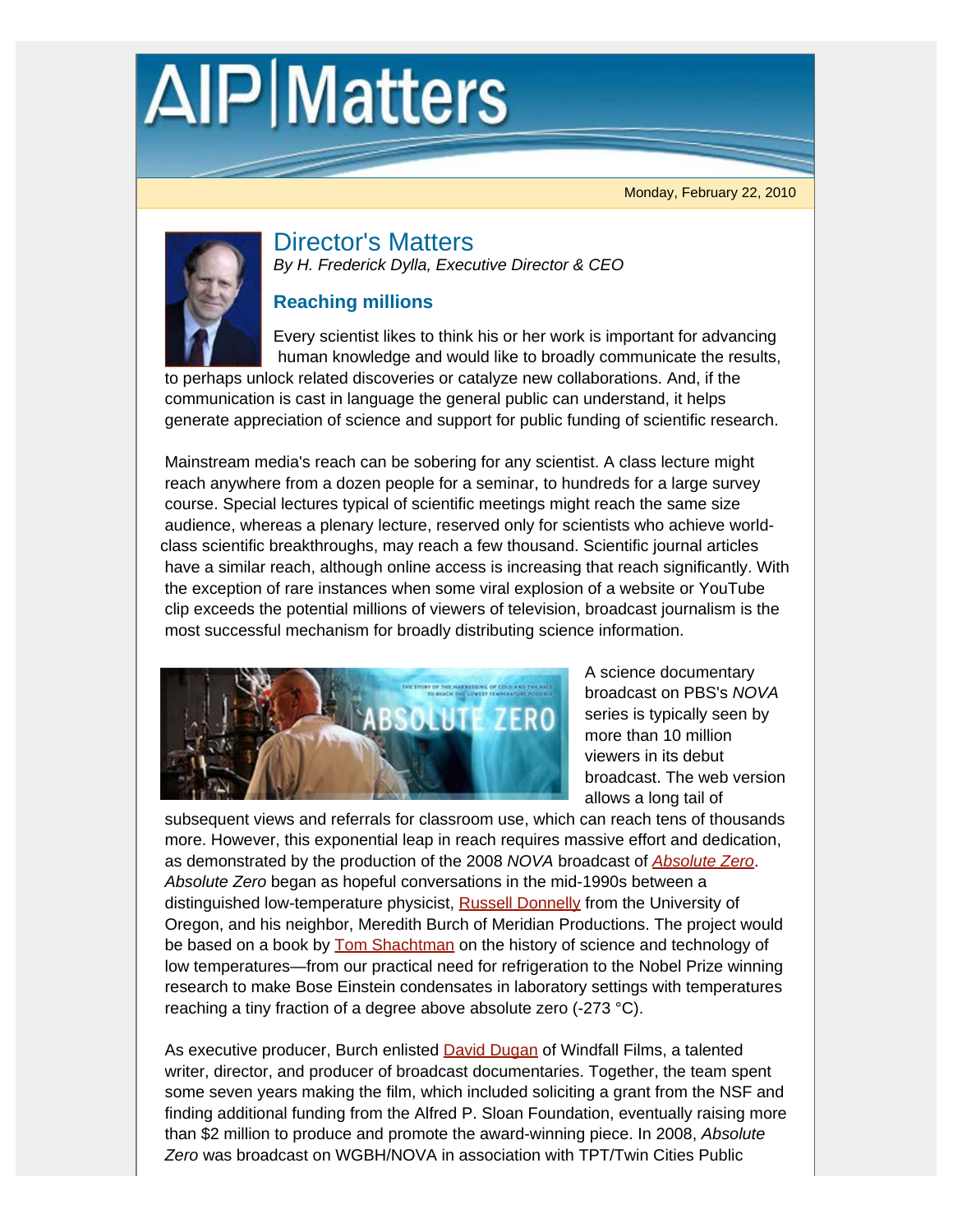# AIP|Matters

Monday, February 22, 2010

## Director's Matters

*By H. Frederick Dylla, Executive Director & CEO*

### Reaching millions

Every scientist likes to think his or her work is important for advancing human knowledge and would like to broadly communicate the results, to perhaps unlock related discoveries or catalyze new collaborations. And, if the communication is cast in language the general public can understand, it helps generate appreciation of science and support for public funding of scientific research.

Mainstream media's reach can be sobering for any scientist. A class lecture might reach anywhere from a dozen people for a seminar, to hundreds for a large survey course. Special lectures typical of scientific meetings might reach the same size audience, whereas a plenary lecture, reserved only for scientists who achieve world-class scientific breakthroughs, may reach a few thousand. Scientific journal articles have a similar reach, although online access is increasing that reach significantly. With the exception of rare instances when some viral explosion of a website or YouTube clip exceeds the potential millions of viewers of television, broadcast journalism is the most successful mechanism for broadly distributing science information.

A science documentary broadcast on PBS's *NOVA* series is typically seen by more than 10 million viewers in its debut broadcast. The web version allows a long tail of subsequent views and referrals for classroom use, which can reach tens of thousands more. However, this exponential leap in reach requires massive effort and dedication, as demonstrated by the production of the 2008 *NOVA* broadcast of *Absolute Zero*. *Absolute Zero* began as hopeful conversations in the mid-1990s between a distinguished low-temperature physicist, Russell Donnelly from the University of Oregon, and his neighbor, Meredith Burch of Meridian Productions. The project would be based on a book by Tom Shachtman on the history of science and technology of low temperatures—from our practical need for refrigeration to the Nobel Prize winning research to make Bose Einstein condensates in laboratory settings with temperatures reaching a tiny fraction of a degree above absolute zero (-273 °C).

As executive producer, Burch enlisted David Dugan of Windfall Films, a talented writer, director, and producer of broadcast documentaries. Together, the team spent some seven years making the film, which included soliciting a grant from the NSF and finding additional funding from the Alfred P. Sloan Foundation, eventually raising more than $2 million to produce and promote the award-winning piece. In 2008, *Absolute Zero* was broadcast on WGBH/NOVA in association with TPT/Twin Cities Public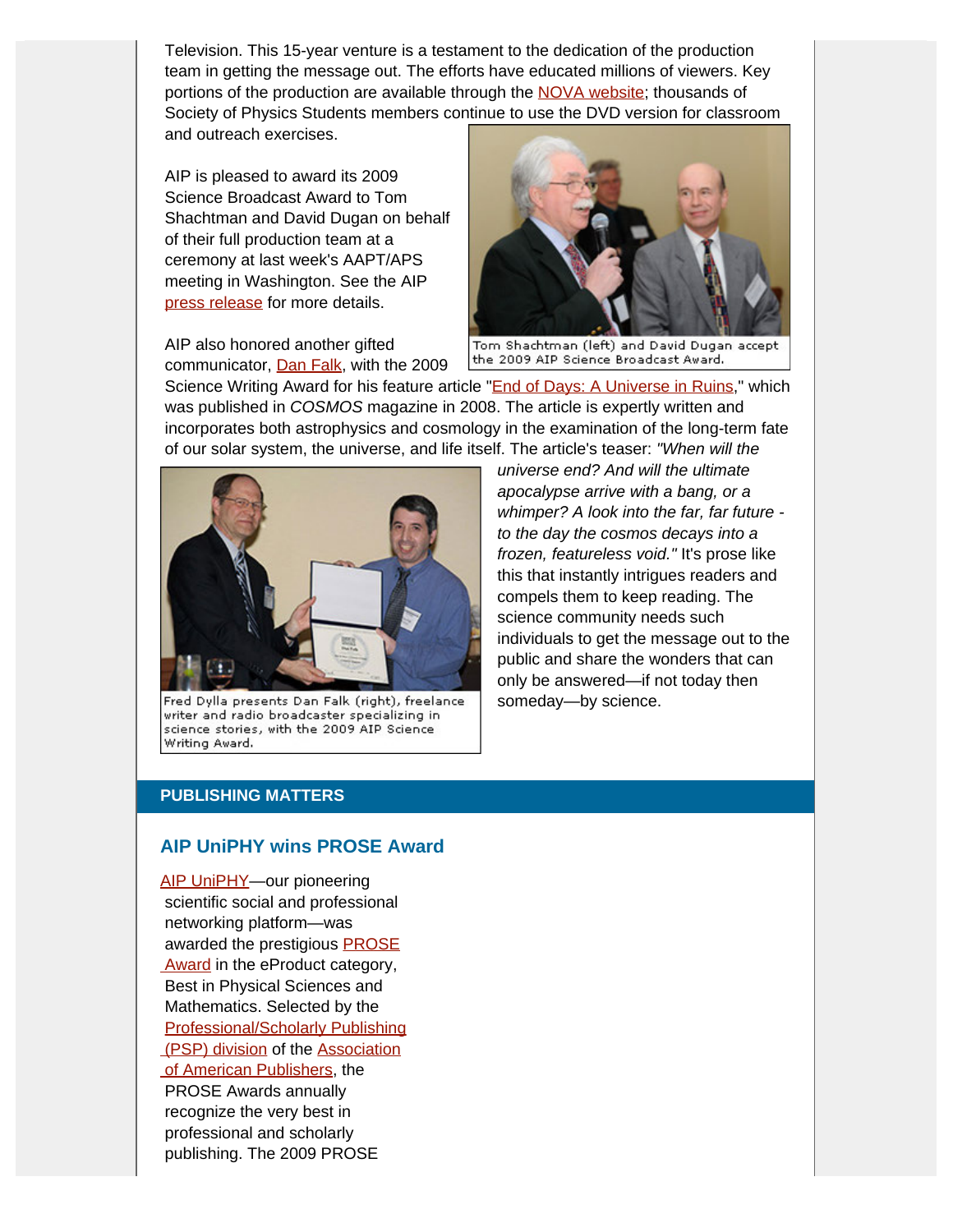Television. This 15-year venture is a testament to the dedication of the production team in getting the message out. The efforts have educated millions of viewers. Key portions of the production are available through the NOVA website; thousands of Society of Physics Students members continue to use the DVD version for classroom and outreach exercises.

AIP is pleased to award its 2009 Science Broadcast Award to Tom Shachtman and David Dugan on behalf of their full production team at a ceremony at last week's AAPT/APS meeting in Washington. See the AIP press release for more details.

Tom Shachtman (left) and David Dugan accept the 2009 AIP Science Broadcast Award.

AIP also honored another gifted communicator, Dan Falk, with the 2009 Science Writing Award for his feature article "End of Days: A Universe in Ruins," which was published in *COSMOS* magazine in 2008. The article is expertly written and incorporates both astrophysics and cosmology in the examination of the long-term fate of our solar system, the universe, and life itself. The article's teaser: *"When will the universe end? And will the ultimate apocalypse arrive with a bang, or a whimper? A look into the far, far future - to the day the cosmos decays into a frozen, featureless void."* It's prose like this that instantly intrigues readers and compels them to keep reading. The science community needs such individuals to get the message out to the public and share the wonders that can only be answered—if not today then someday—by science.

Fred Dylla presents Dan Falk (right), freelance writer and radio broadcaster specializing in science stories, with the 2009 AIP Science Writing Award.

## PUBLISHING MATTERS

### AIP UniPHY wins PROSE Award

AIP UniPHY—our pioneering scientific social and professional networking platform—was awarded the prestigious PROSE Award in the eProduct category, Best in Physical Sciences and Mathematics. Selected by the Professional/Scholarly Publishing (PSP) division of the Association of American Publishers, the PROSE Awards annually recognize the very best in professional and scholarly publishing. The 2009 PROSE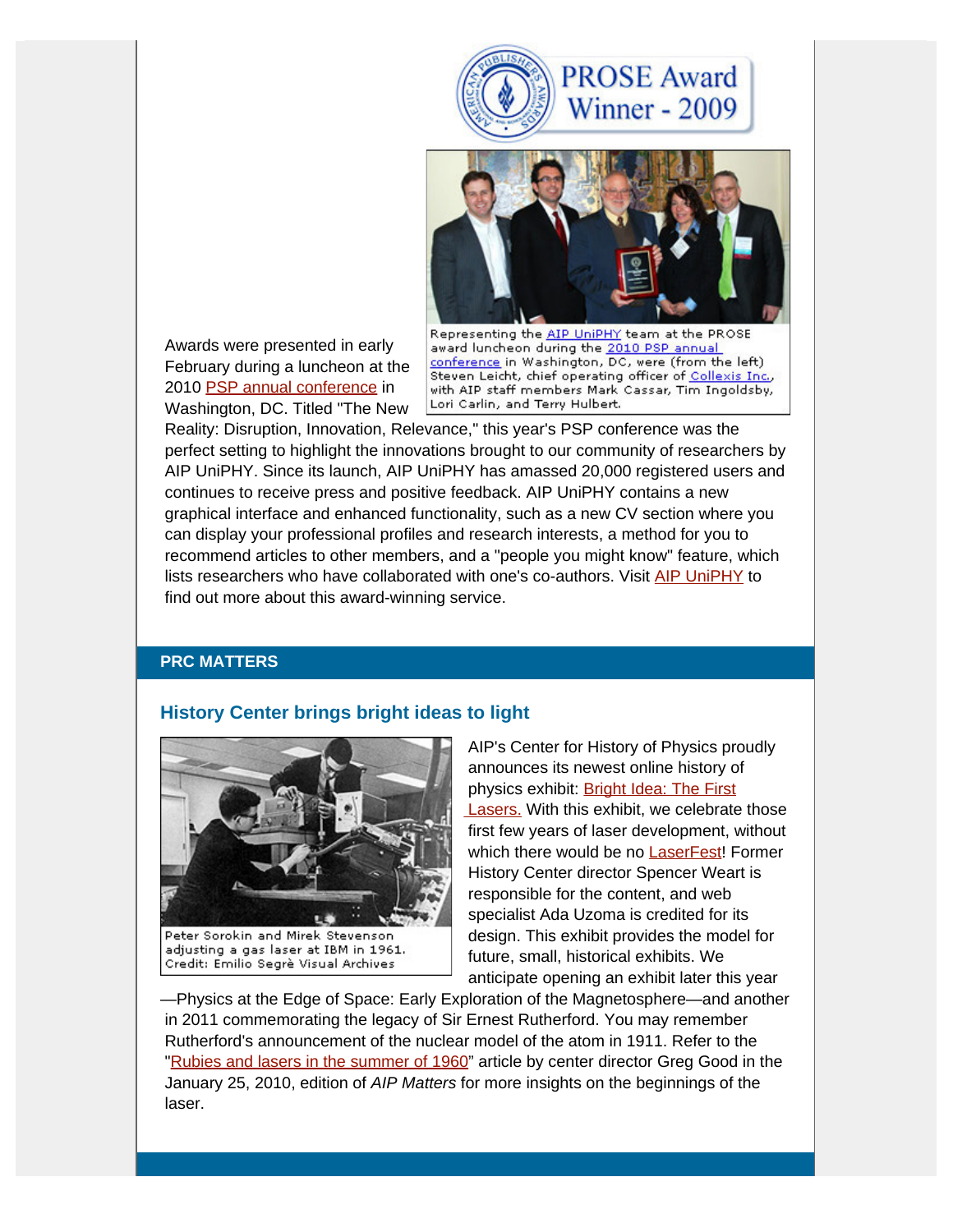PROSE Award Winner - 2009

Representing the AIP UniPHY team at the PROSE award luncheon during the 2010 PSP annual conference in Washington, DC, were (from the left) Steven Leicht, chief operating officer of Collexis Inc., with AIP staff members Mark Cassar, Tim Ingoldsby, Lori Carlin, and Terry Hulbert.

Awards were presented in early February during a luncheon at the 2010 PSP annual conference in Washington, DC. Titled "The New Reality: Disruption, Innovation, Relevance," this year's PSP conference was the perfect setting to highlight the innovations brought to our community of researchers by AIP UniPHY. Since its launch, AIP UniPHY has amassed 20,000 registered users and continues to receive press and positive feedback. AIP UniPHY contains a new graphical interface and enhanced functionality, such as a new CV section where you can display your professional profiles and research interests, a method for you to recommend articles to other members, and a "people you might know" feature, which lists researchers who have collaborated with one's co-authors. Visit AIP UniPHY to find out more about this award-winning service.

## PRC MATTERS

### History Center brings bright ideas to light

Peter Sorokin and Mirek Stevenson adjusting a gas laser at IBM in 1961. Credit: Emilio Segrè Visual Archives

AIP's Center for History of Physics proudly announces its newest online history of physics exhibit: Bright Idea: The First Lasers. With this exhibit, we celebrate those first few years of laser development, without which there would be no LaserFest! Former History Center director Spencer Weart is responsible for the content, and web specialist Ada Uzoma is credited for its design. This exhibit provides the model for future, small, historical exhibits. We anticipate opening an exhibit later this year—Physics at the Edge of Space: Early Exploration of the Magnetosphere—and another in 2011 commemorating the legacy of Sir Ernest Rutherford. You may remember Rutherford's announcement of the nuclear model of the atom in 1911. Refer to the "Rubies and lasers in the summer of 1960" article by center director Greg Good in the January 25, 2010, edition of *AIP Matters* for more insights on the beginnings of the laser.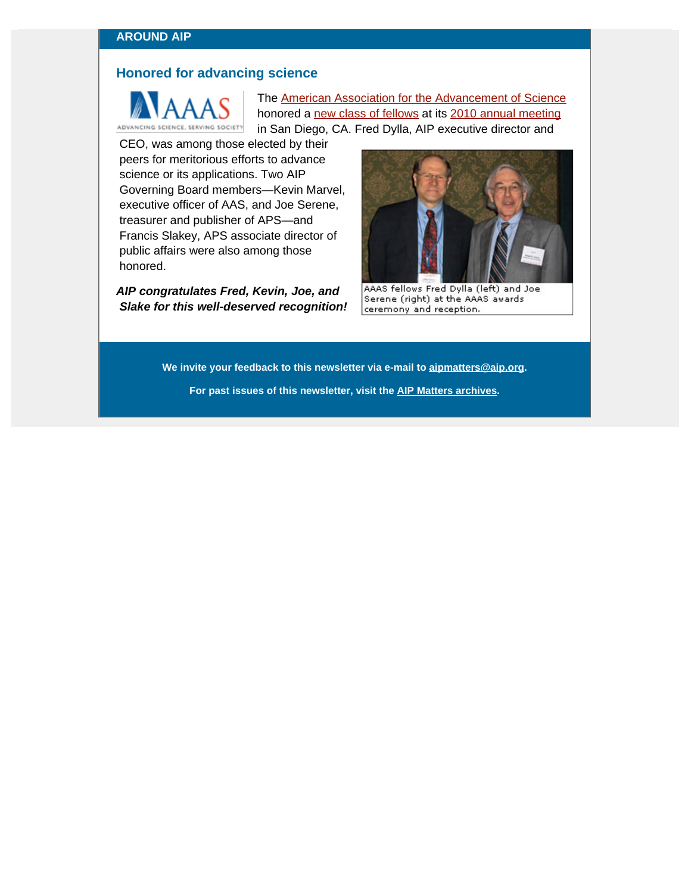**AROUND AIP**

## Honored for advancing science

The American Association for the Advancement of Science honored a new class of fellows at its 2010 annual meeting in San Diego, CA. Fred Dylla, AIP executive director and CEO, was among those elected by their peers for meritorious efforts to advance science or its applications. Two AIP Governing Board members—Kevin Marvel, executive officer of AAS, and Joe Serene, treasurer and publisher of APS—and Francis Slakey, APS associate director of public affairs were also among those honored.

***AIP congratulates Fred, Kevin, Joe, and Slake for this well-deserved recognition!***

AAAS fellows Fred Dylla (left) and Joe Serene (right) at the AAAS awards ceremony and reception.

**We invite your feedback to this newsletter via e-mail to aipmatters@aip.org.**

**For past issues of this newsletter, visit the AIP Matters archives.**